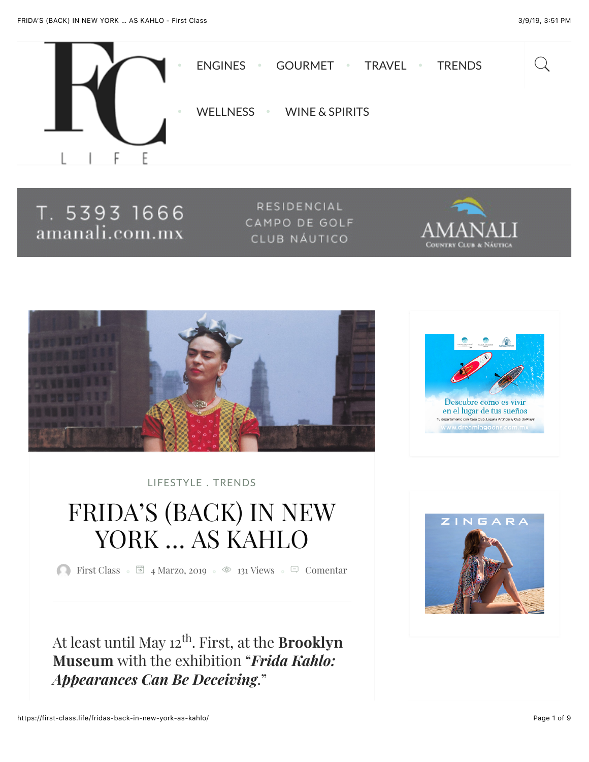LIFESTYLE . TRENDS

# FRIDA'S (BACK) IN NEW YORK ... AS KAHLO

First Class · 4 Marzo, 2019 · 131 Views · Comentar

At least until May 12th. First, at the **Brooklyn Museum** with the exhibition "***Frida Kahlo: Appearances Can Be Deceiving***."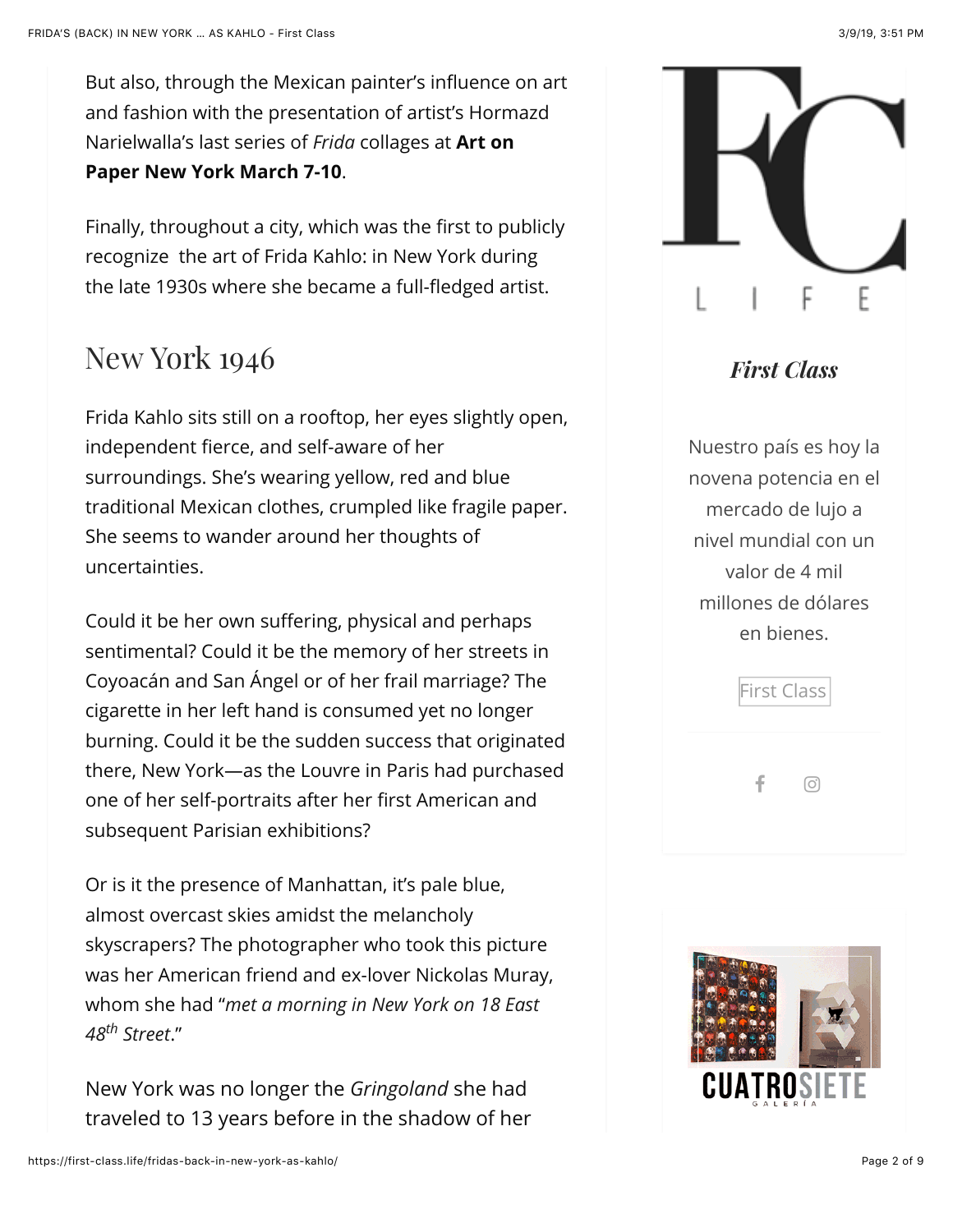But also, through the Mexican painter's influence on art and fashion with the presentation of artist's Hormazd Narielwalla's last series of *Frida* collages at **Art on Paper New York March 7-10**.

Finally, throughout a city, which was the first to publicly recognize the art of Frida Kahlo: in New York during the late 1930s where she became a full-fledged artist.

## New York 1946

Frida Kahlo sits still on a rooftop, her eyes slightly open, independent fierce, and self-aware of her surroundings. She's wearing yellow, red and blue traditional Mexican clothes, crumpled like fragile paper. She seems to wander around her thoughts of uncertainties.

Could it be her own suffering, physical and perhaps sentimental? Could it be the memory of her streets in Coyoacán and San Ángel or of her frail marriage? The cigarette in her left hand is consumed yet no longer burning. Could it be the sudden success that originated there, New York—as the Louvre in Paris had purchased one of her self-portraits after her first American and subsequent Parisian exhibitions?

Or is it the presence of Manhattan, it's pale blue, almost overcast skies amidst the melancholy skyscrapers? The photographer who took this picture was her American friend and ex-lover Nickolas Muray, whom she had "*met a morning in New York on 18 East 48th Street*."

New York was no longer the *Gringoland* she had traveled to 13 years before in the shadow of her

**First Class**

Nuestro país es hoy la novena potencia en el mercado de lujo a nivel mundial con un valor de 4 mil millones de dólares en bienes.

First Class

CUATROSIETE GALERÍA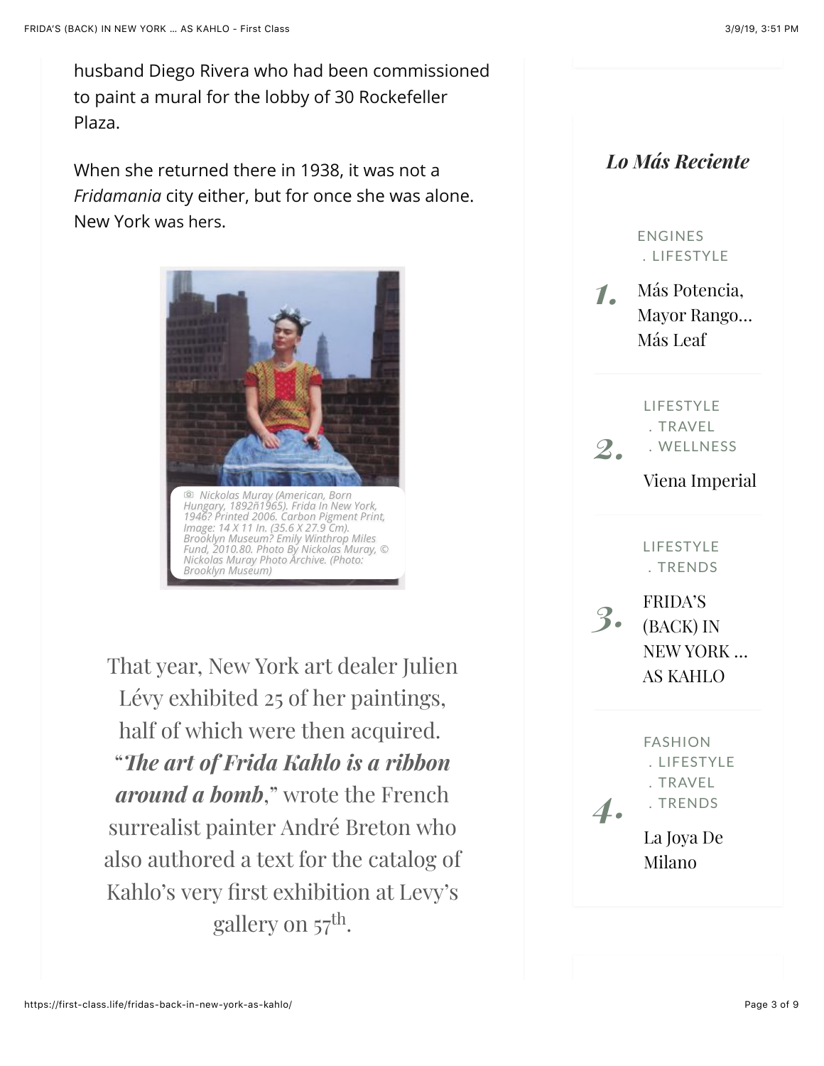husband Diego Rivera who had been commissioned to paint a mural for the lobby of 30 Rockefeller Plaza.

When she returned there in 1938, it was not a *Fridamania* city either, but for once she was alone. New York was hers.

Nickolas Muray (American, Born Hungary, 1892ñ1965). Frida In New York, 1946? Printed 2006. Carbon Pigment Print, Image: 14 X 11 In. (35.6 X 27.9 Cm). Brooklyn Museum? Emily Winthrop Miles Fund, 2010.80. Photo By Nickolas Muray, © Nickolas Muray Photo Archive. (Photo: Brooklyn Museum)

That year, New York art dealer Julien Lévy exhibited 25 of her paintings, half of which were then acquired. "***The art of Frida Kahlo is a ribbon around a bomb***," wrote the French surrealist painter André Breton who also authored a text for the catalog of Kahlo's very first exhibition at Levy's gallery on 57th.

## *Lo Más Reciente*

1. ENGINES . LIFESTYLE — Más Potencia, Mayor Rango… Más Leaf
2. LIFESTYLE . TRAVEL . WELLNESS — Viena Imperial
3. LIFESTYLE . TRENDS — FRIDA'S (BACK) IN NEW YORK … AS KAHLO
4. FASHION . LIFESTYLE . TRAVEL . TRENDS — La Joya De Milano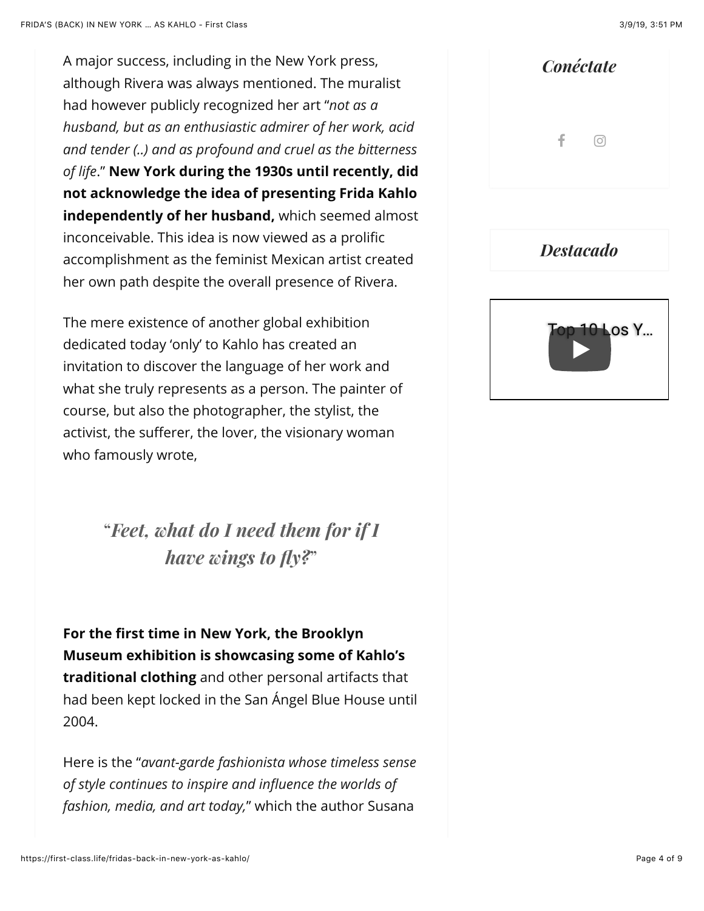A major success, including in the New York press, although Rivera was always mentioned. The muralist had however publicly recognized her art "*not as a husband, but as an enthusiastic admirer of her work, acid and tender (..) and as profound and cruel as the bitterness of life*." **New York during the 1930s until recently, did not acknowledge the idea of presenting Frida Kahlo independently of her husband,** which seemed almost inconceivable. This idea is now viewed as a prolific accomplishment as the feminist Mexican artist created her own path despite the overall presence of Rivera.

The mere existence of another global exhibition dedicated today 'only' to Kahlo has created an invitation to discover the language of her work and what she truly represents as a person. The painter of course, but also the photographer, the stylist, the activist, the sufferer, the lover, the visionary woman who famously wrote,

> "*Feet, what do I need them for if I have wings to fly?*"

**For the first time in New York, the Brooklyn Museum exhibition is showcasing some of Kahlo's traditional clothing** and other personal artifacts that had been kept locked in the San Ángel Blue House until 2004.

Here is the "*avant-garde fashionista whose timeless sense of style continues to inspire and influence the worlds of fashion, media, and art today,*" which the author Susana

*Conéctate*

*Destacado*

Top 10 Los Y...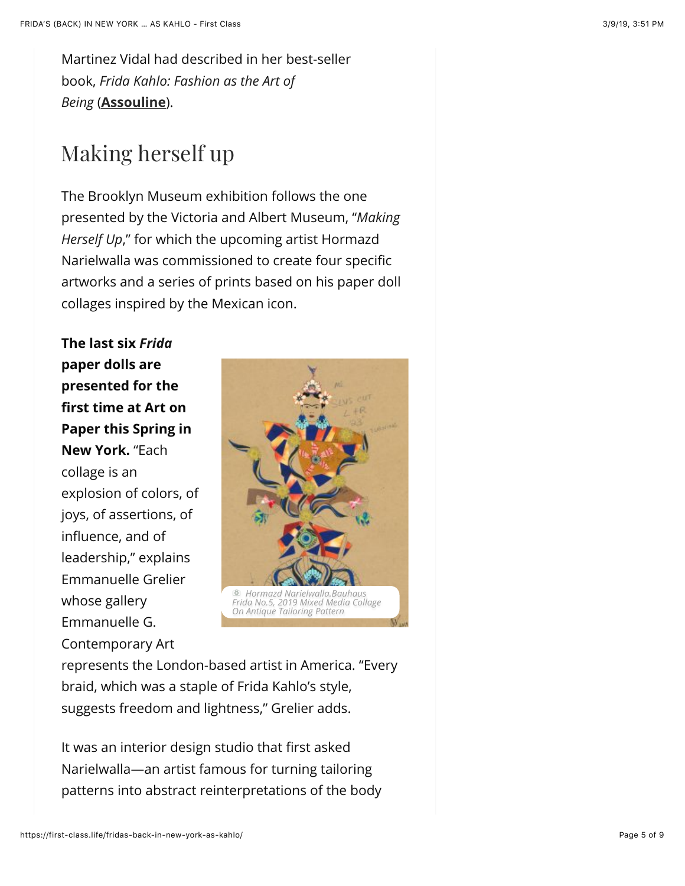Martinez Vidal had described in her best-seller book, *Frida Kahlo: Fashion as the Art of Being* (**Assouline**).

## Making herself up

The Brooklyn Museum exhibition follows the one presented by the Victoria and Albert Museum, "*Making Herself Up*," for which the upcoming artist Hormazd Narielwalla was commissioned to create four specific artworks and a series of prints based on his paper doll collages inspired by the Mexican icon.

**The last six *Frida* paper dolls are presented for the first time at Art on Paper this Spring in New York.** "Each collage is an explosion of colors, of joys, of assertions, of influence, and of leadership," explains Emmanuelle Grelier whose gallery Emmanuelle G. Contemporary Art represents the London-based artist in America. "Every braid, which was a staple of Frida Kahlo's style, suggests freedom and lightness," Grelier adds.

*Hormazd Narielwalla.Bauhaus Frida No.5, 2019 Mixed Media Collage On Antique Tailoring Pattern*

It was an interior design studio that first asked Narielwalla—an artist famous for turning tailoring patterns into abstract reinterpretations of the body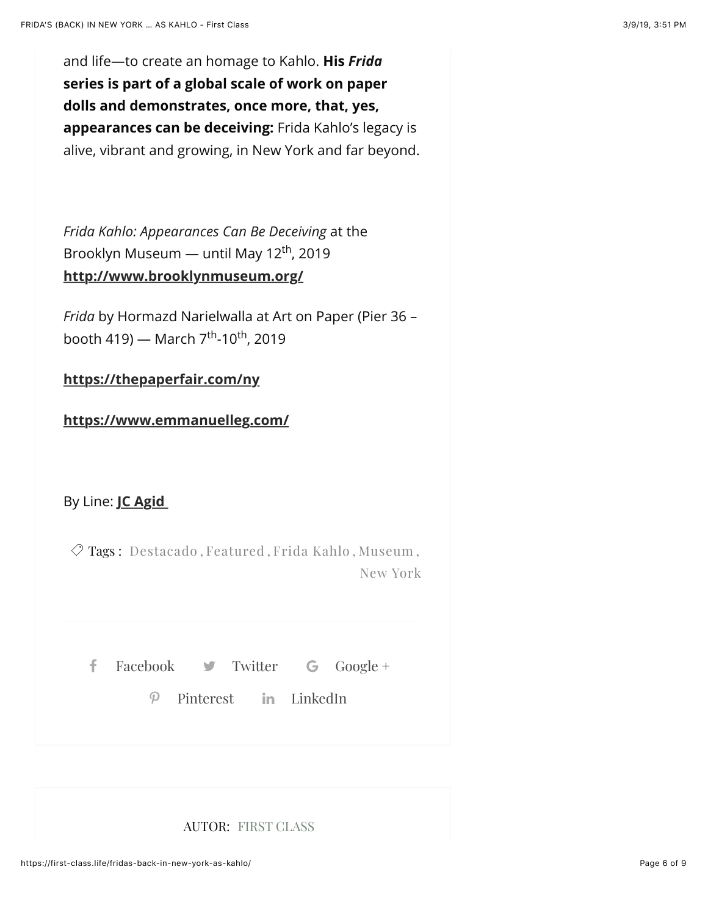and life—to create an homage to Kahlo. **His *Frida* series is part of a global scale of work on paper dolls and demonstrates, once more, that, yes, appearances can be deceiving:** Frida Kahlo's legacy is alive, vibrant and growing, in New York and far beyond.

*Frida Kahlo: Appearances Can Be Deceiving* at the Brooklyn Museum — until May 12th, 2019
**http://www.brooklynmuseum.org/**

*Frida* by Hormazd Narielwalla at Art on Paper (Pier 36 – booth 419) — March 7th-10th, 2019

**https://thepaperfair.com/ny**

**https://www.emmanuelleg.com/**

By Line: **JC Agid**

Tags : Destacado , Featured , Frida Kahlo , Museum , New York

Facebook Twitter Google + Pinterest LinkedIn

AUTOR: FIRST CLASS